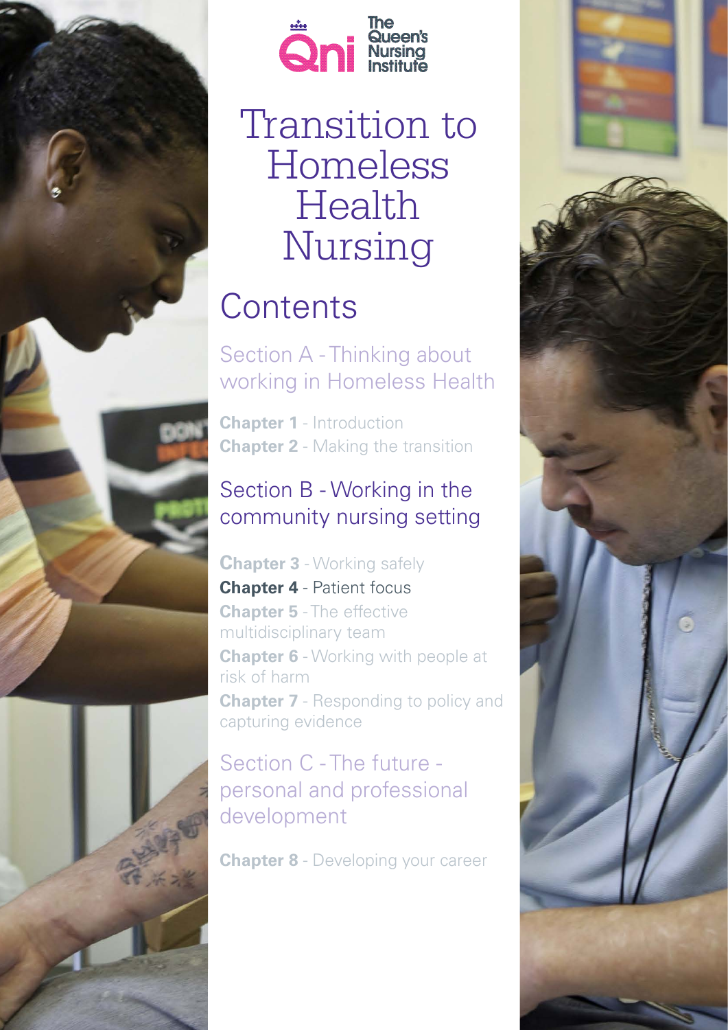The Queen's Nursing Institute

# Transition to Homeless Health Nursing

## Contents

### Section A - Thinking about working in Homeless Health

**Chapter 1** - Introduction
**Chapter 2** - Making the transition

### Section B - Working in the community nursing setting

**Chapter 3** - Working safely
**Chapter 4** - Patient focus
**Chapter 5** - The effective multidisciplinary team
**Chapter 6** - Working with people at risk of harm
**Chapter 7** - Responding to policy and capturing evidence

### Section C - The future - personal and professional development

**Chapter 8** - Developing your career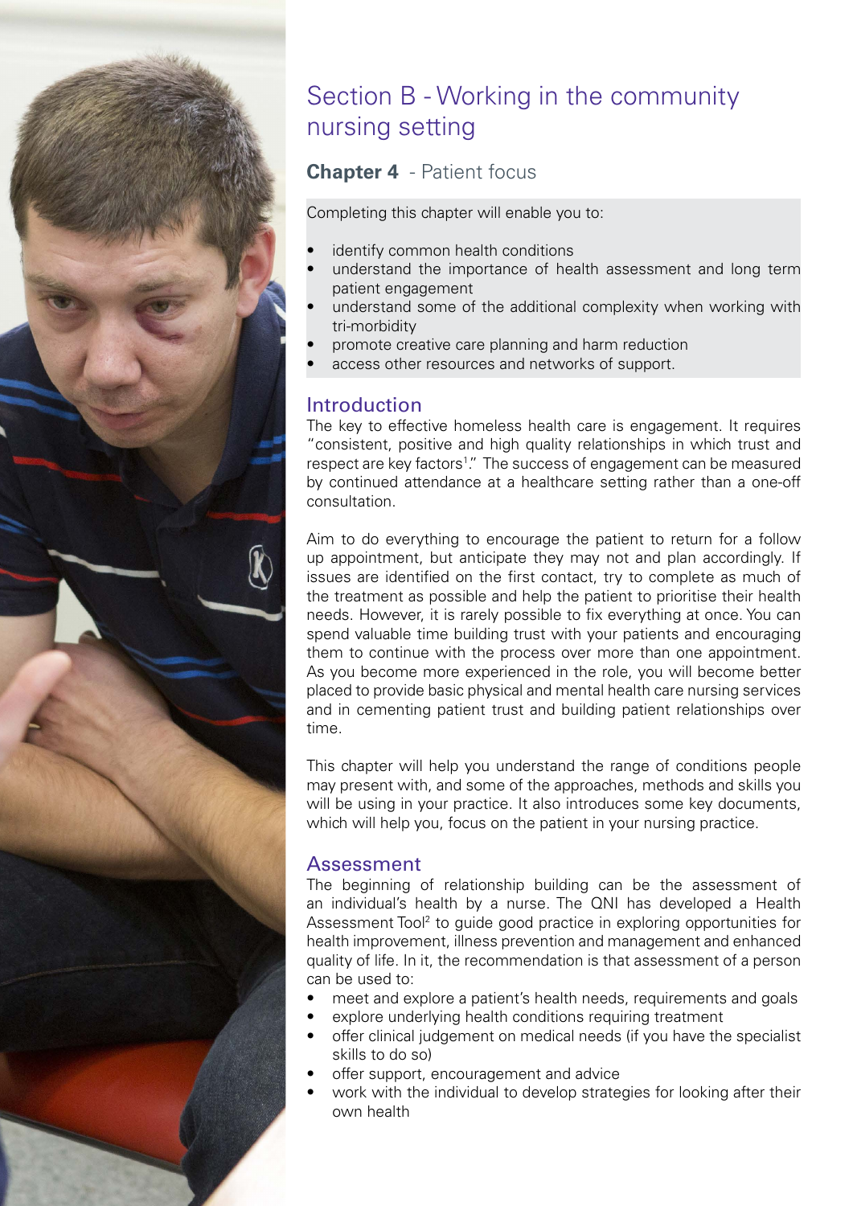# Section B - Working in the community nursing setting

## Chapter 4 - Patient focus

Completing this chapter will enable you to:

- identify common health conditions
- understand the importance of health assessment and long term patient engagement
- understand some of the additional complexity when working with tri-morbidity
- promote creative care planning and harm reduction
- access other resources and networks of support.

## Introduction

The key to effective homeless health care is engagement. It requires "consistent, positive and high quality relationships in which trust and respect are key factors[1]." The success of engagement can be measured by continued attendance at a healthcare setting rather than a one-off consultation.

Aim to do everything to encourage the patient to return for a follow up appointment, but anticipate they may not and plan accordingly. If issues are identified on the first contact, try to complete as much of the treatment as possible and help the patient to prioritise their health needs. However, it is rarely possible to fix everything at once. You can spend valuable time building trust with your patients and encouraging them to continue with the process over more than one appointment. As you become more experienced in the role, you will become better placed to provide basic physical and mental health care nursing services and in cementing patient trust and building patient relationships over time.

This chapter will help you understand the range of conditions people may present with, and some of the approaches, methods and skills you will be using in your practice. It also introduces some key documents, which will help you, focus on the patient in your nursing practice.

## Assessment

The beginning of relationship building can be the assessment of an individual's health by a nurse. The QNI has developed a Health Assessment Tool[2] to guide good practice in exploring opportunities for health improvement, illness prevention and management and enhanced quality of life. In it, the recommendation is that assessment of a person can be used to:

- meet and explore a patient's health needs, requirements and goals
- explore underlying health conditions requiring treatment
- offer clinical judgement on medical needs (if you have the specialist skills to do so)
- offer support, encouragement and advice
- work with the individual to develop strategies for looking after their own health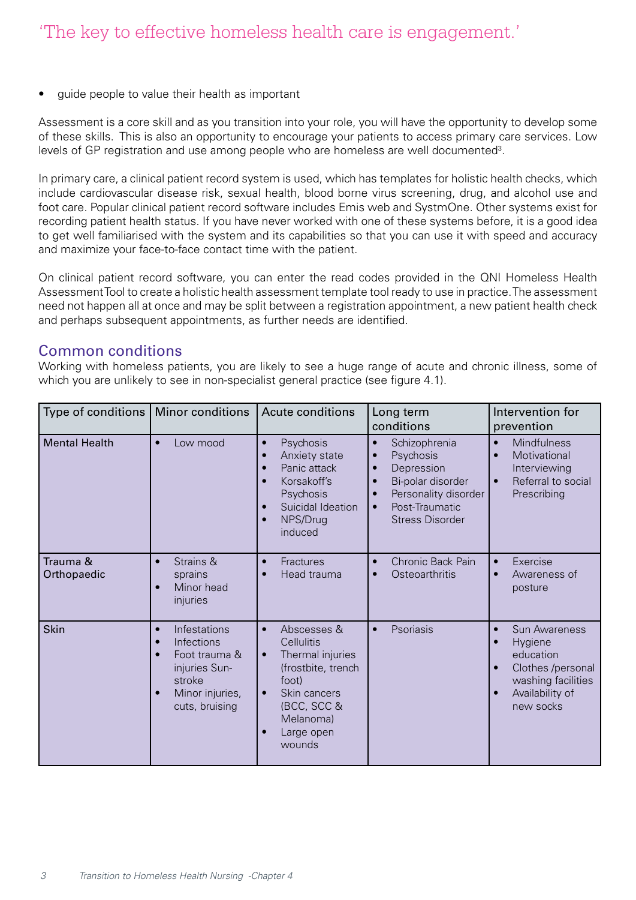'The key to effective homeless health care is engagement.'

- guide people to value their health as important

Assessment is a core skill and as you transition into your role, you will have the opportunity to develop some of these skills. This is also an opportunity to encourage your patients to access primary care services. Low levels of GP registration and use among people who are homeless are well documented[3].

In primary care, a clinical patient record system is used, which has templates for holistic health checks, which include cardiovascular disease risk, sexual health, blood borne virus screening, drug, and alcohol use and foot care. Popular clinical patient record software includes Emis web and SystmOne. Other systems exist for recording patient health status. If you have never worked with one of these systems before, it is a good idea to get well familiarised with the system and its capabilities so that you can use it with speed and accuracy and maximize your face-to-face contact time with the patient.

On clinical patient record software, you can enter the read codes provided in the QNI Homeless Health Assessment Tool to create a holistic health assessment template tool ready to use in practice. The assessment need not happen all at once and may be split between a registration appointment, a new patient health check and perhaps subsequent appointments, as further needs are identified.

## Common conditions

Working with homeless patients, you are likely to see a huge range of acute and chronic illness, some of which you are unlikely to see in non-specialist general practice (see figure 4.1).

| Type of conditions | Minor conditions | Acute conditions | Long term conditions | Intervention for prevention |
|---|---|---|---|---|
| Mental Health | • Low mood | • Psychosis<br>• Anxiety state<br>• Panic attack<br>• Korsakoff's Psychosis<br>• Suicidal Ideation<br>• NPS/Drug induced | • Schizophrenia<br>• Psychosis<br>• Depression<br>• Bi-polar disorder<br>• Personality disorder<br>• Post-Traumatic Stress Disorder | • Mindfulness<br>• Motivational Interviewing<br>• Referral to social Prescribing |
| Trauma & Orthopaedic | • Strains & sprains<br>• Minor head injuries | • Fractures<br>• Head trauma | • Chronic Back Pain<br>• Osteoarthritis | • Exercise<br>• Awareness of posture |
| Skin | • Infestations<br>• Infections<br>• Foot trauma & injuries Sun-stroke<br>• Minor injuries, cuts, bruising | • Abscesses & Cellulitis<br>• Thermal injuries (frostbite, trench foot)<br>• Skin cancers (BCC, SCC & Melanoma)<br>• Large open wounds | • Psoriasis | • Sun Awareness<br>• Hygiene education<br>• Clothes /personal washing facilities<br>• Availability of new socks |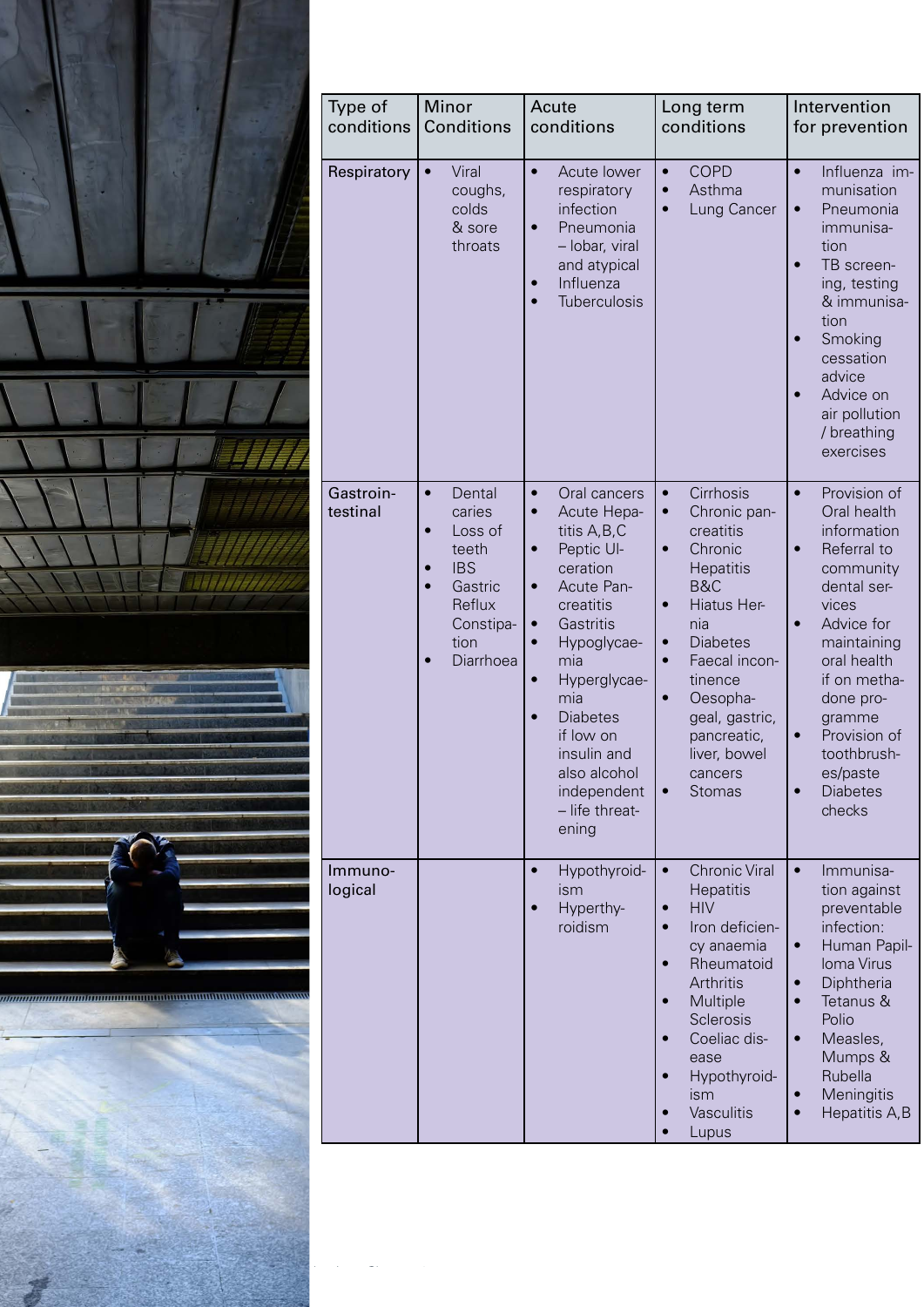| Type of conditions | Minor Conditions | Acute conditions | Long term conditions | Intervention for prevention |
|---|---|---|---|---|
| Respiratory | • Viral coughs, colds & sore throats | • Acute lower respiratory infection<br>• Pneumonia – lobar, viral and atypical<br>• Influenza<br>• Tuberculosis | • COPD<br>• Asthma<br>• Lung Cancer | • Influenza immunisation<br>• Pneumonia immunisation<br>• TB screening, testing & immunisation<br>• Smoking cessation advice<br>• Advice on air pollution / breathing exercises |
| Gastrointestinal | • Dental caries<br>• Loss of teeth<br>• IBS<br>• Gastric Reflux Constipation<br>• Diarrhoea | • Oral cancers<br>• Acute Hepatitis A,B,C<br>• Peptic Ulceration<br>• Acute Pancreatitis<br>• Gastritis<br>• Hypoglycaemia<br>• Hyperglycaemia<br>• Diabetes if low on insulin and also alcohol independent – life threatening | • Cirrhosis<br>• Chronic pancreatitis<br>• Chronic Hepatitis B&C<br>• Hiatus Hernia<br>• Diabetes<br>• Faecal incontinence<br>• Oesophageal, gastric, pancreatic, liver, bowel cancers<br>• Stomas | • Provision of Oral health information<br>• Referral to community dental services<br>• Advice for maintaining oral health if on methadone programme<br>• Provision of toothbrushes/paste<br>• Diabetes checks |
| Immunological | | • Hypothyroidism<br>• Hyperthyroidism | • Chronic Viral Hepatitis<br>• HIV<br>• Iron deficiency anaemia<br>• Rheumatoid Arthritis<br>• Multiple Sclerosis<br>• Coeliac disease<br>• Hypothyroidism<br>• Vasculitis<br>• Lupus | • Immunisation against preventable infection:<br>• Human Papilloma Virus<br>• Diphtheria<br>• Tetanus & Polio<br>• Measles, Mumps & Rubella<br>• Meningitis<br>• Hepatitis A,B |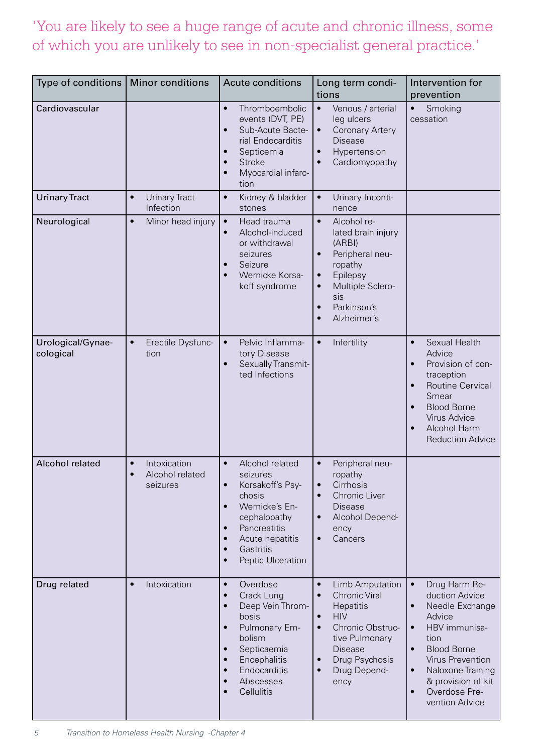‘You are likely to see a huge range of acute and chronic illness, some of which you are unlikely to see in non-specialist general practice.’

| Type of conditions | Minor conditions | Acute conditions | Long term conditions | Intervention for prevention |
|---|---|---|---|---|
| Cardiovascular | | • Thromboembolic events (DVT, PE)<br>• Sub-Acute Bacterial Endocarditis<br>• Septicemia<br>• Stroke<br>• Myocardial infarction | • Venous / arterial leg ulcers<br>• Coronary Artery Disease<br>• Hypertension<br>• Cardiomyopathy | • Smoking cessation |
| Urinary Tract | • Urinary Tract Infection | • Kidney & bladder stones | • Urinary Incontinence | |
| Neurological | • Minor head injury | • Head trauma<br>• Alcohol-induced or withdrawal seizures<br>• Seizure<br>• Wernicke Korsakoff syndrome | • Alcohol related brain injury (ARBI)<br>• Peripheral neuropathy<br>• Epilepsy<br>• Multiple Sclerosis<br>• Parkinson’s<br>• Alzheimer’s | |
| Urological/Gynaecological | • Erectile Dysfunction | • Pelvic Inflammatory Disease<br>• Sexually Transmitted Infections | • Infertility | • Sexual Health Advice<br>• Provision of contraception<br>• Routine Cervical Smear<br>• Blood Borne Virus Advice<br>• Alcohol Harm Reduction Advice |
| Alcohol related | • Intoxication<br>• Alcohol related seizures | • Alcohol related seizures<br>• Korsakoff’s Psychosis<br>• Wernicke’s Encephalopathy<br>• Pancreatitis<br>• Acute hepatitis<br>• Gastritis<br>• Peptic Ulceration | • Peripheral neuropathy<br>• Cirrhosis<br>• Chronic Liver Disease<br>• Alcohol Dependency<br>• Cancers | |
| Drug related | • Intoxication | • Overdose<br>• Crack Lung<br>• Deep Vein Thrombosis<br>• Pulmonary Embolism<br>• Septicaemia<br>• Encephalitis<br>• Endocarditis<br>• Abscesses<br>• Cellulitis | • Limb Amputation<br>• Chronic Viral Hepatitis<br>• HIV<br>• Chronic Obstructive Pulmonary Disease<br>• Drug Psychosis<br>• Drug Dependency | • Drug Harm Reduction Advice<br>• Needle Exchange Advice<br>• HBV immunisation<br>• Blood Borne Virus Prevention<br>• Naloxone Training & provision of kit<br>• Overdose Prevention Advice |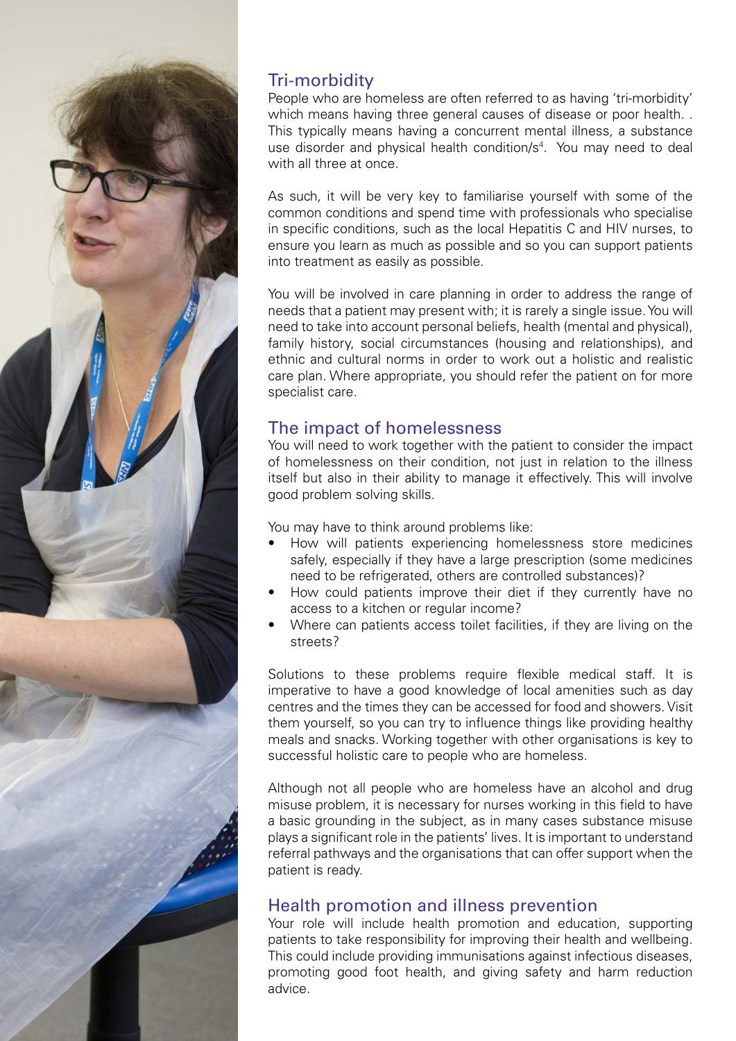## Tri-morbidity

People who are homeless are often referred to as having 'tri-morbidity' which means having three general causes of disease or poor health. . This typically means having a concurrent mental illness, a substance use disorder and physical health condition/s[4]. You may need to deal with all three at once.

As such, it will be very key to familiarise yourself with some of the common conditions and spend time with professionals who specialise in specific conditions, such as the local Hepatitis C and HIV nurses, to ensure you learn as much as possible and so you can support patients into treatment as easily as possible.

You will be involved in care planning in order to address the range of needs that a patient may present with; it is rarely a single issue. You will need to take into account personal beliefs, health (mental and physical), family history, social circumstances (housing and relationships), and ethnic and cultural norms in order to work out a holistic and realistic care plan. Where appropriate, you should refer the patient on for more specialist care.

## The impact of homelessness

You will need to work together with the patient to consider the impact of homelessness on their condition, not just in relation to the illness itself but also in their ability to manage it effectively. This will involve good problem solving skills.

You may have to think around problems like:

- How will patients experiencing homelessness store medicines safely, especially if they have a large prescription (some medicines need to be refrigerated, others are controlled substances)?
- How could patients improve their diet if they currently have no access to a kitchen or regular income?
- Where can patients access toilet facilities, if they are living on the streets?

Solutions to these problems require flexible medical staff. It is imperative to have a good knowledge of local amenities such as day centres and the times they can be accessed for food and showers. Visit them yourself, so you can try to influence things like providing healthy meals and snacks. Working together with other organisations is key to successful holistic care to people who are homeless.

Although not all people who are homeless have an alcohol and drug misuse problem, it is necessary for nurses working in this field to have a basic grounding in the subject, as in many cases substance misuse plays a significant role in the patients' lives. It is important to understand referral pathways and the organisations that can offer support when the patient is ready.

## Health promotion and illness prevention

Your role will include health promotion and education, supporting patients to take responsibility for improving their health and wellbeing. This could include providing immunisations against infectious diseases, promoting good foot health, and giving safety and harm reduction advice.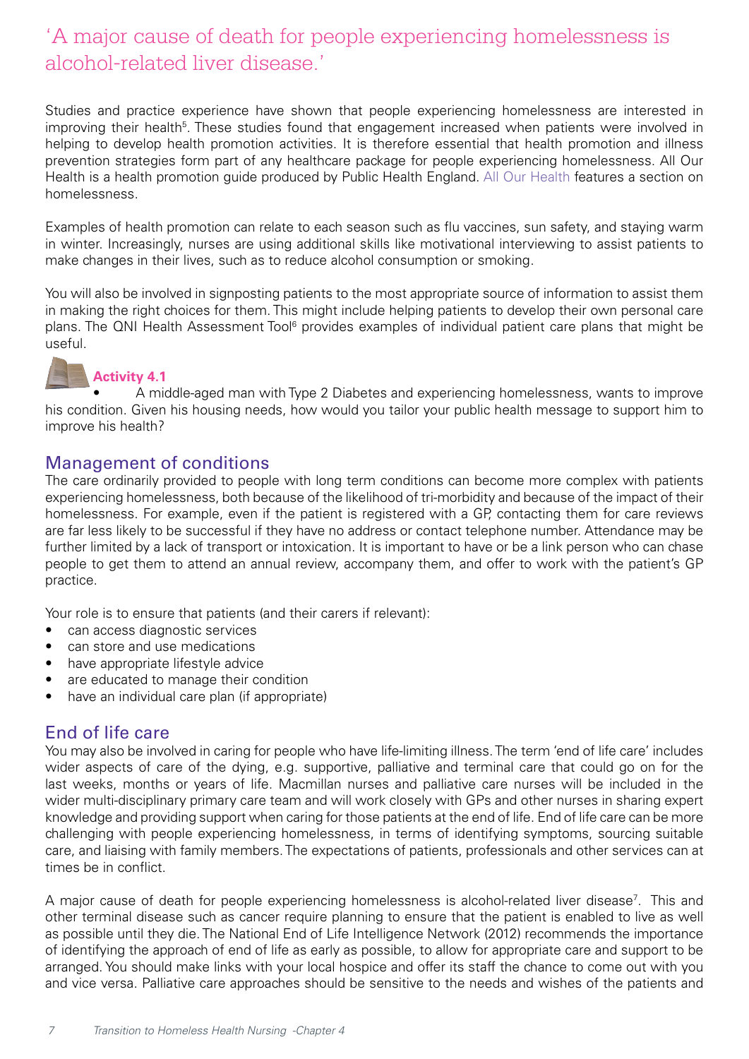## 'A major cause of death for people experiencing homelessness is alcohol-related liver disease.'

Studies and practice experience have shown that people experiencing homelessness are interested in improving their health[5]. These studies found that engagement increased when patients were involved in helping to develop health promotion activities. It is therefore essential that health promotion and illness prevention strategies form part of any healthcare package for people experiencing homelessness. All Our Health is a health promotion guide produced by Public Health England. All Our Health features a section on homelessness.

Examples of health promotion can relate to each season such as flu vaccines, sun safety, and staying warm in winter. Increasingly, nurses are using additional skills like motivational interviewing to assist patients to make changes in their lives, such as to reduce alcohol consumption or smoking.

You will also be involved in signposting patients to the most appropriate source of information to assist them in making the right choices for them. This might include helping patients to develop their own personal care plans. The QNI Health Assessment Tool[6] provides examples of individual patient care plans that might be useful.

**Activity 4.1**

- A middle-aged man with Type 2 Diabetes and experiencing homelessness, wants to improve his condition. Given his housing needs, how would you tailor your public health message to support him to improve his health?

## Management of conditions

The care ordinarily provided to people with long term conditions can become more complex with patients experiencing homelessness, both because of the likelihood of tri-morbidity and because of the impact of their homelessness. For example, even if the patient is registered with a GP, contacting them for care reviews are far less likely to be successful if they have no address or contact telephone number. Attendance may be further limited by a lack of transport or intoxication. It is important to have or be a link person who can chase people to get them to attend an annual review, accompany them, and offer to work with the patient's GP practice.

Your role is to ensure that patients (and their carers if relevant):

- can access diagnostic services
- can store and use medications
- have appropriate lifestyle advice
- are educated to manage their condition
- have an individual care plan (if appropriate)

## End of life care

You may also be involved in caring for people who have life-limiting illness. The term 'end of life care' includes wider aspects of care of the dying, e.g. supportive, palliative and terminal care that could go on for the last weeks, months or years of life. Macmillan nurses and palliative care nurses will be included in the wider multi-disciplinary primary care team and will work closely with GPs and other nurses in sharing expert knowledge and providing support when caring for those patients at the end of life. End of life care can be more challenging with people experiencing homelessness, in terms of identifying symptoms, sourcing suitable care, and liaising with family members. The expectations of patients, professionals and other services can at times be in conflict.

A major cause of death for people experiencing homelessness is alcohol-related liver disease[7]. This and other terminal disease such as cancer require planning to ensure that the patient is enabled to live as well as possible until they die. The National End of Life Intelligence Network (2012) recommends the importance of identifying the approach of end of life as early as possible, to allow for appropriate care and support to be arranged. You should make links with your local hospice and offer its staff the chance to come out with you and vice versa. Palliative care approaches should be sensitive to the needs and wishes of the patients and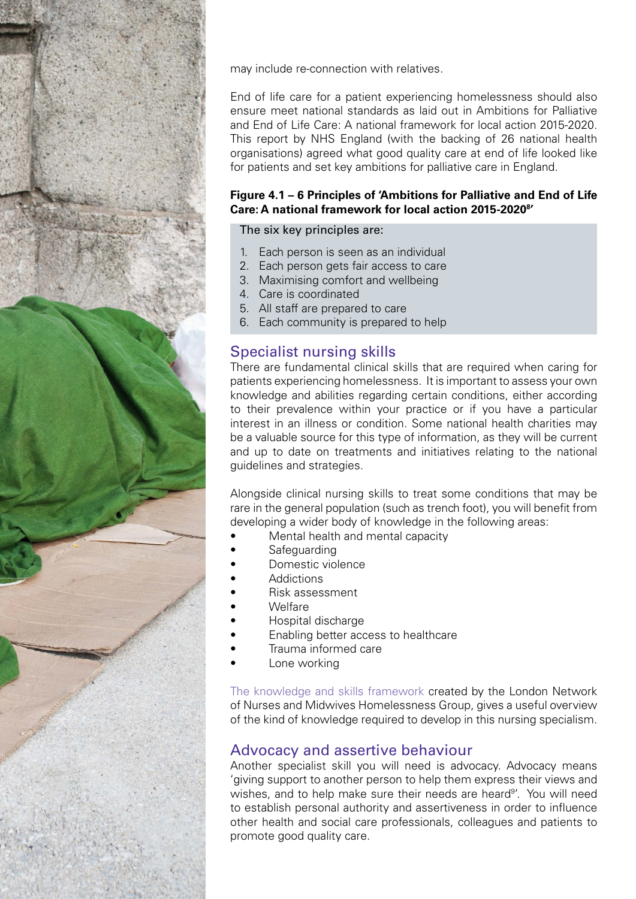may include re-connection with relatives.

End of life care for a patient experiencing homelessness should also ensure meet national standards as laid out in Ambitions for Palliative and End of Life Care: A national framework for local action 2015-2020. This report by NHS England (with the backing of 26 national health organisations) agreed what good quality care at end of life looked like for patients and set key ambitions for palliative care in England.

**Figure 4.1 – 6 Principles of 'Ambitions for Palliative and End of Life Care: A national framework for local action 2015-2020[8]'**

The six key principles are:

1. Each person is seen as an individual
2. Each person gets fair access to care
3. Maximising comfort and wellbeing
4. Care is coordinated
5. All staff are prepared to care
6. Each community is prepared to help

## Specialist nursing skills

There are fundamental clinical skills that are required when caring for patients experiencing homelessness. It is important to assess your own knowledge and abilities regarding certain conditions, either according to their prevalence within your practice or if you have a particular interest in an illness or condition. Some national health charities may be a valuable source for this type of information, as they will be current and up to date on treatments and initiatives relating to the national guidelines and strategies.

Alongside clinical nursing skills to treat some conditions that may be rare in the general population (such as trench foot), you will benefit from developing a wider body of knowledge in the following areas:

- Mental health and mental capacity
- Safeguarding
- Domestic violence
- Addictions
- Risk assessment
- Welfare
- Hospital discharge
- Enabling better access to healthcare
- Trauma informed care
- Lone working

The knowledge and skills framework created by the London Network of Nurses and Midwives Homelessness Group, gives a useful overview of the kind of knowledge required to develop in this nursing specialism.

## Advocacy and assertive behaviour

Another specialist skill you will need is advocacy. Advocacy means 'giving support to another person to help them express their views and wishes, and to help make sure their needs are heard[9]'. You will need to establish personal authority and assertiveness in order to influence other health and social care professionals, colleagues and patients to promote good quality care.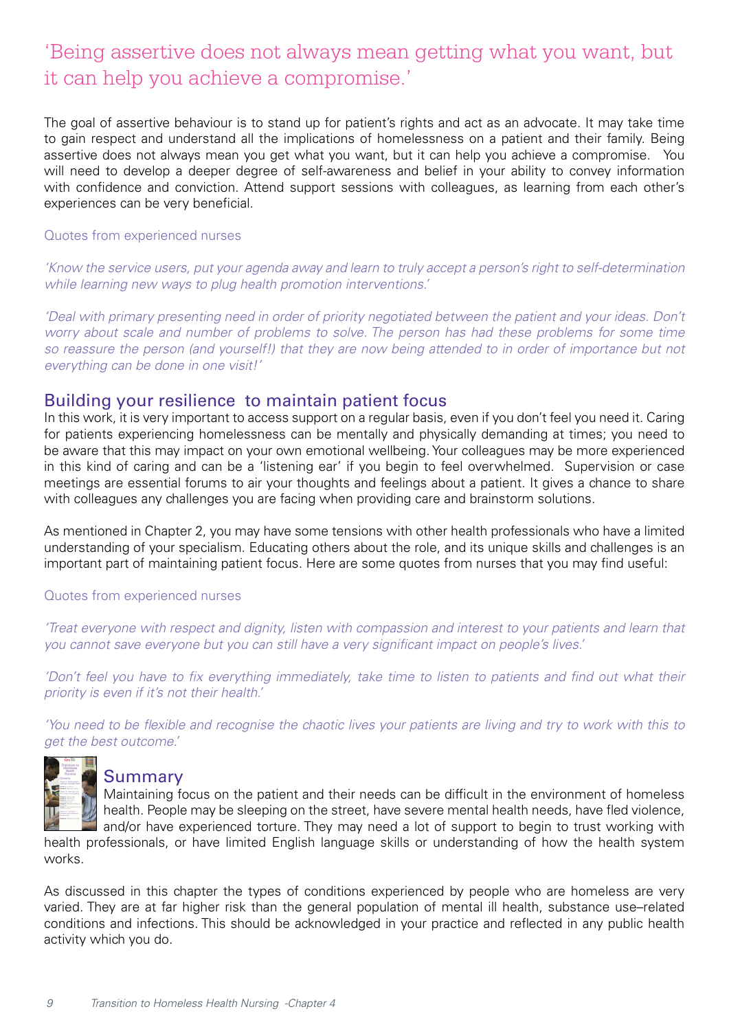## 'Being assertive does not always mean getting what you want, but it can help you achieve a compromise.'

The goal of assertive behaviour is to stand up for patient's rights and act as an advocate. It may take time to gain respect and understand all the implications of homelessness on a patient and their family. Being assertive does not always mean you get what you want, but it can help you achieve a compromise. You will need to develop a deeper degree of self-awareness and belief in your ability to convey information with confidence and conviction. Attend support sessions with colleagues, as learning from each other's experiences can be very beneficial.

Quotes from experienced nurses

*'Know the service users, put your agenda away and learn to truly accept a person's right to self-determination while learning new ways to plug health promotion interventions.'*

*'Deal with primary presenting need in order of priority negotiated between the patient and your ideas. Don't worry about scale and number of problems to solve. The person has had these problems for some time so reassure the person (and yourself!) that they are now being attended to in order of importance but not everything can be done in one visit!'*

## Building your resilience to maintain patient focus

In this work, it is very important to access support on a regular basis, even if you don't feel you need it. Caring for patients experiencing homelessness can be mentally and physically demanding at times; you need to be aware that this may impact on your own emotional wellbeing. Your colleagues may be more experienced in this kind of caring and can be a 'listening ear' if you begin to feel overwhelmed. Supervision or case meetings are essential forums to air your thoughts and feelings about a patient. It gives a chance to share with colleagues any challenges you are facing when providing care and brainstorm solutions.

As mentioned in Chapter 2, you may have some tensions with other health professionals who have a limited understanding of your specialism. Educating others about the role, and its unique skills and challenges is an important part of maintaining patient focus. Here are some quotes from nurses that you may find useful:

Quotes from experienced nurses

*'Treat everyone with respect and dignity, listen with compassion and interest to your patients and learn that you cannot save everyone but you can still have a very significant impact on people's lives.'*

*'Don't feel you have to fix everything immediately, take time to listen to patients and find out what their priority is even if it's not their health.'*

*'You need to be flexible and recognise the chaotic lives your patients are living and try to work with this to get the best outcome.'*

## Summary

Maintaining focus on the patient and their needs can be difficult in the environment of homeless health. People may be sleeping on the street, have severe mental health needs, have fled violence, and/or have experienced torture. They may need a lot of support to begin to trust working with health professionals, or have limited English language skills or understanding of how the health system works.

As discussed in this chapter the types of conditions experienced by people who are homeless are very varied. They are at far higher risk than the general population of mental ill health, substance use–related conditions and infections. This should be acknowledged in your practice and reflected in any public health activity which you do.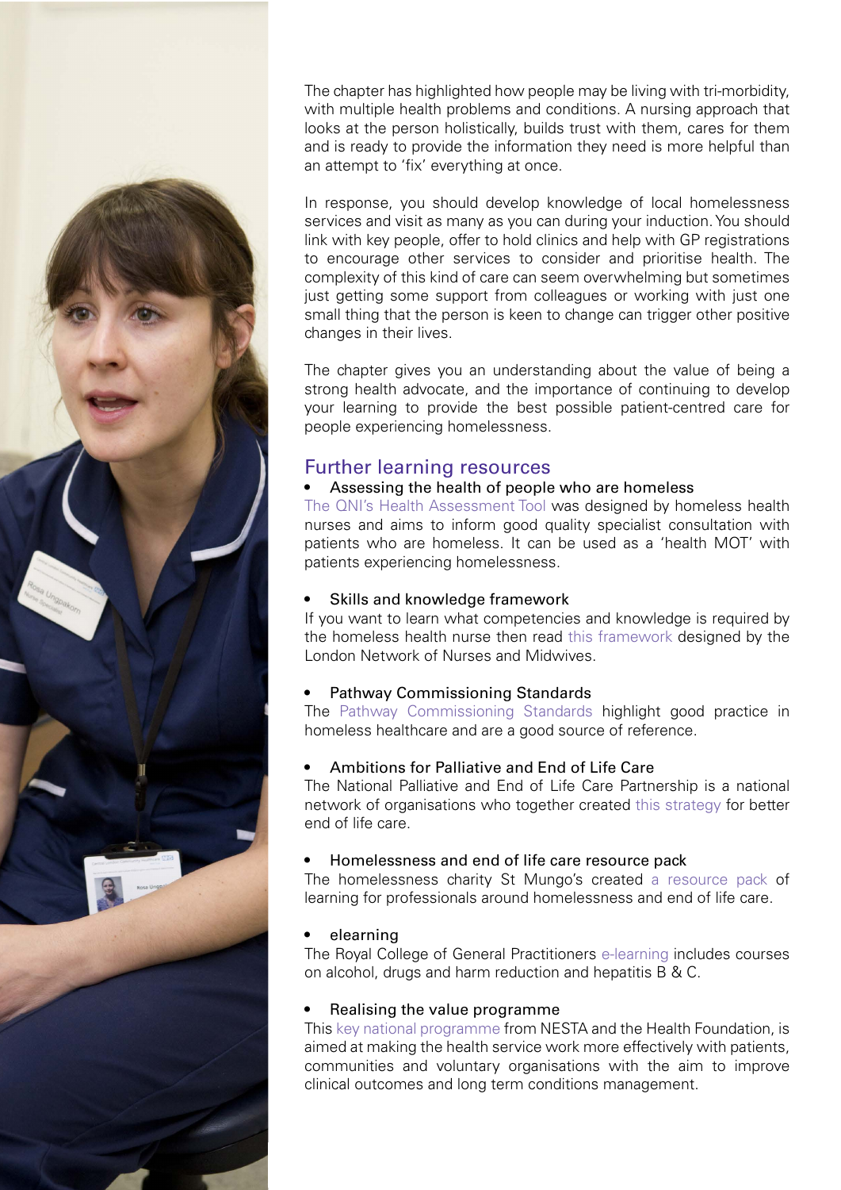The chapter has highlighted how people may be living with tri-morbidity, with multiple health problems and conditions. A nursing approach that looks at the person holistically, builds trust with them, cares for them and is ready to provide the information they need is more helpful than an attempt to 'fix' everything at once.

In response, you should develop knowledge of local homelessness services and visit as many as you can during your induction. You should link with key people, offer to hold clinics and help with GP registrations to encourage other services to consider and prioritise health. The complexity of this kind of care can seem overwhelming but sometimes just getting some support from colleagues or working with just one small thing that the person is keen to change can trigger other positive changes in their lives.

The chapter gives you an understanding about the value of being a strong health advocate, and the importance of continuing to develop your learning to provide the best possible patient-centred care for people experiencing homelessness.

## Further learning resources

- Assessing the health of people who are homeless

The QNI's Health Assessment Tool was designed by homeless health nurses and aims to inform good quality specialist consultation with patients who are homeless. It can be used as a 'health MOT' with patients experiencing homelessness.

- Skills and knowledge framework

If you want to learn what competencies and knowledge is required by the homeless health nurse then read this framework designed by the London Network of Nurses and Midwives.

- Pathway Commissioning Standards

The Pathway Commissioning Standards highlight good practice in homeless healthcare and are a good source of reference.

- Ambitions for Palliative and End of Life Care

The National Palliative and End of Life Care Partnership is a national network of organisations who together created this strategy for better end of life care.

- Homelessness and end of life care resource pack

The homelessness charity St Mungo's created a resource pack of learning for professionals around homelessness and end of life care.

- elearning

The Royal College of General Practitioners e-learning includes courses on alcohol, drugs and harm reduction and hepatitis B & C.

- Realising the value programme

This key national programme from NESTA and the Health Foundation, is aimed at making the health service work more effectively with patients, communities and voluntary organisations with the aim to improve clinical outcomes and long term conditions management.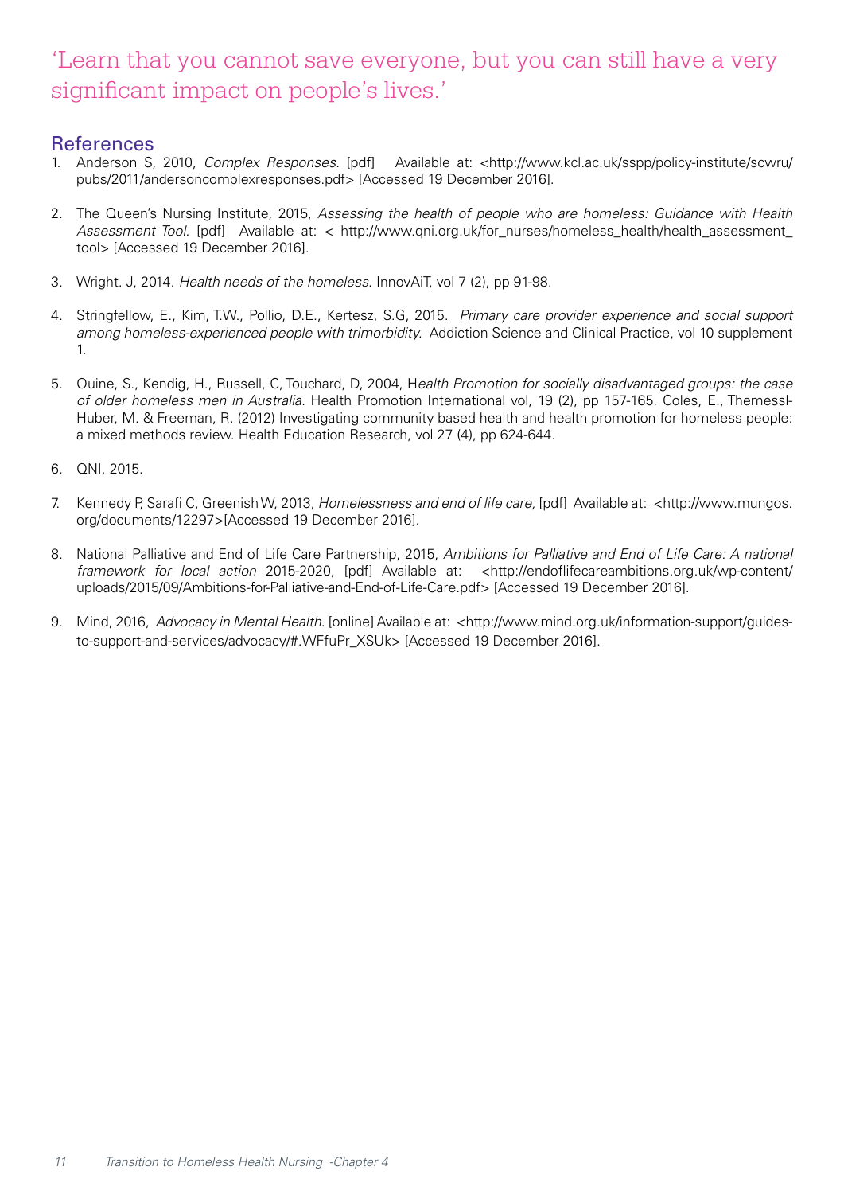'Learn that you cannot save everyone, but you can still have a very significant impact on people's lives.'

## References

1. Anderson S, 2010, *Complex Responses*. [pdf] Available at: <http://www.kcl.ac.uk/sspp/policy-institute/scwru/pubs/2011/andersoncomplexresponses.pdf> [Accessed 19 December 2016].

2. The Queen's Nursing Institute, 2015, *Assessing the health of people who are homeless: Guidance with Health Assessment Tool*. [pdf] Available at: < http://www.qni.org.uk/for_nurses/homeless_health/health_assessment_tool> [Accessed 19 December 2016].

3. Wright. J, 2014. *Health needs of the homeless*. InnovAiT, vol 7 (2), pp 91-98.

4. Stringfellow, E., Kim, T.W., Pollio, D.E., Kertesz, S.G, 2015. *Primary care provider experience and social support among homeless-experienced people with trimorbidity.* Addiction Science and Clinical Practice, vol 10 supplement 1.

5. Quine, S., Kendig, H., Russell, C, Touchard, D, 2004, H*ealth Promotion for socially disadvantaged groups: the case of older homeless men in Australia.* Health Promotion International vol, 19 (2), pp 157-165. Coles, E., Themessl-Huber, M. & Freeman, R. (2012) Investigating community based health and health promotion for homeless people: a mixed methods review. Health Education Research, vol 27 (4), pp 624-644.

6. QNI, 2015.

7. Kennedy P, Sarafi C, Greenish W, 2013, *Homelessness and end of life care,* [pdf] Available at: <http://www.mungos.org/documents/12297>[Accessed 19 December 2016].

8. National Palliative and End of Life Care Partnership, 2015, *Ambitions for Palliative and End of Life Care: A national framework for local action* 2015-2020, [pdf] Available at: <http://endoflifecareambitions.org.uk/wp-content/uploads/2015/09/Ambitions-for-Palliative-and-End-of-Life-Care.pdf> [Accessed 19 December 2016].

9. Mind, 2016, *Advocacy in Mental Health*. [online] Available at: <http://www.mind.org.uk/information-support/guides-to-support-and-services/advocacy/#.WFfuPr_XSUk> [Accessed 19 December 2016].